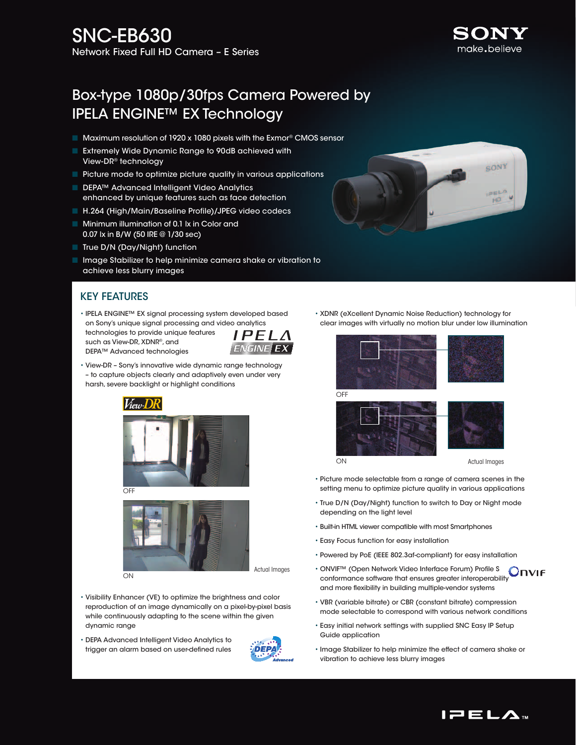# SNC-EB630

Network Fixed Full HD Camera – E Series

## Box-type 1080p/30fps Camera Powered by IPELA ENGINE™ EX Technology

- Maximum resolution of 1920 x 1080 pixels with the Exmor® CMOS sensor
- Extremely Wide Dynamic Range to 90dB achieved with View-DR® technology
- Picture mode to optimize picture quality in various applications
- DEPA™ Advanced Intelligent Video Analytics enhanced by unique features such as face detection
- H.264 (High/Main/Baseline Profile)/JPEG video codecs
- Minimum illumination of 0.1 lx in Color and 0.07 lx in B/W (50 IRE @ 1/30 sec)
- True D/N (Day/Night) function
- Image Stabilizer to help minimize camera shake or vibration to achieve less blurry images

## KEY FEATURES

- IPELA ENGINE™ EX signal processing system developed based on Sony's unique signal processing and video analytics technologies to provide unique features such as View-DR, XDNR®, and DEPA™ Advanced technologies
- View-DR – Sony's innovative wide dynamic range technology – to capture objects clearly and adaptively even under very harsh, severe backlight or highlight conditions

OFF

ON

Actual Images

- Visibility Enhancer (VE) to optimize the brightness and color reproduction of an image dynamically on a pixel-by-pixel basis while continuously adapting to the scene within the given dynamic range
- DEPA Advanced Intelligent Video Analytics to trigger an alarm based on user-defined rules
- XDNR (eXcellent Dynamic Noise Reduction) technology for clear images with virtually no motion blur under low illumination

OFF

ON

Actual Images

- Picture mode selectable from a range of camera scenes in the setting menu to optimize picture quality in various applications
- True D/N (Day/Night) function to switch to Day or Night mode depending on the light level
- Built-in HTML viewer compatible with most Smartphones
- Easy Focus function for easy installation
- Powered by PoE (IEEE 802.3af-compliant) for easy installation
- ONVIF™ (Open Network Video Interface Forum) Profile S conformance software that ensures greater interoperability and more flexibility in building multiple-vendor systems
- VBR (variable bitrate) or CBR (constant bitrate) compression mode selectable to correspond with various network conditions
- Easy initial network settings with supplied SNC Easy IP Setup Guide application
- Image Stabilizer to help minimize the effect of camera shake or vibration to achieve less blurry images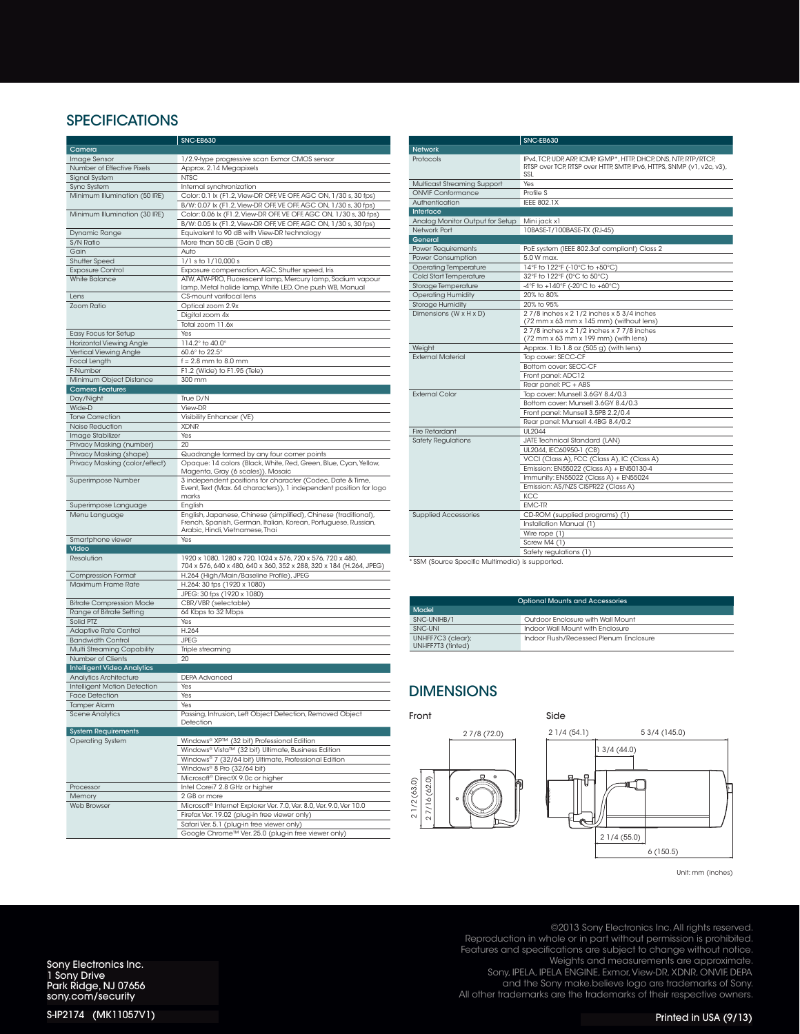## SPECIFICATIONS

| | SNC-EB630 |
|---|---|
| **Camera** | |
| Image Sensor | 1/2.9-type progressive scan Exmor CMOS sensor |
| Number of Effective Pixels | Approx. 2.14 Megapixels |
| Signal System | NTSC |
| Sync System | Internal synchronization |
| Minimum Illumination (50 IRE) | Color: 0.1 lx (F1.2, View-DR OFF, VE OFF, AGC ON, 1/30 s, 30 fps) |
| | B/W: 0.07 lx (F1.2, View-DR OFF, VE OFF, AGC ON, 1/30 s, 30 fps) |
| Minimum Illumination (30 IRE) | Color: 0.06 lx (F1.2, View-DR OFF, VE OFF, AGC ON, 1/30 s, 30 fps) |
| | B/W: 0.05 lx (F1.2, View-DR OFF, VE OFF, AGC ON, 1/30 s, 30 fps) |
| Dynamic Range | Equivalent to 90 dB with View-DR technology |
| S/N Ratio | More than 50 dB (Gain 0 dB) |
| Gain | Auto |
| Shutter Speed | 1/1 s to 1/10,000 s |
| Exposure Control | Exposure compensation, AGC, Shutter speed, Iris |
| White Balance | ATW, ATW-PRO, Fluorescent lamp, Mercury lamp, Sodium vapour lamp, Metal halide lamp, White LED, One push WB, Manual |
| Lens | CS-mount varifocal lens |
| Zoom Ratio | Optical zoom 2.9x |
| | Digital zoom 4x |
| | Total zoom 11.6x |
| Easy Focus for Setup | Yes |
| Horizontal Viewing Angle | 114.2° to 40.0° |
| Vertical Viewing Angle | 60.6° to 22.5° |
| Focal Length | f = 2.8 mm to 8.0 mm |
| F-Number | F1.2 (Wide) to F1.95 (Tele) |
| Minimum Object Distance | 300 mm |
| **Camera Features** | |
| Day/Night | True D/N |
| Wide-D | View-DR |
| Tone Correction | Visibility Enhancer (VE) |
| Noise Reduction | XDNR |
| Image Stabilizer | Yes |
| Privacy Masking (number) | 20 |
| Privacy Masking (shape) | Quadrangle formed by any four corner points |
| Privacy Masking (color/effect) | Opaque: 14 colors (Black, White, Red, Green, Blue, Cyan, Yellow, Magenta, Gray (6 scales)), Mosaic |
| Superimpose Number | 3 independent positions for character (Codec, Date & Time, Event, Text (Max. 64 characters)), 1 independent position for logo marks |
| Superimpose Language | English |
| Menu Language | English, Japanese, Chinese (simplified), Chinese (traditional), French, Spanish, German, Italian, Korean, Portuguese, Russian, Arabic, Hindi, Vietnamese, Thai |
| Smartphone viewer | Yes |
| **Video** | |
| Resolution | 1920 x 1080, 1280 x 720, 1024 x 576, 720 x 576, 720 x 480, 704 x 576, 640 x 480, 640 x 360, 352 x 288, 320 x 184 (H.264, JPEG) |
| Compression Format | H.264 (High/Main/Baseline Profile), JPEG |
| Maximum Frame Rate | H.264: 30 fps (1920 x 1080) |
| | JPEG: 30 fps (1920 x 1080) |
| Bitrate Compression Mode | CBR/VBR (selectable) |
| Range of Bitrate Setting | 64 Kbps to 32 Mbps |
| Solid PTZ | Yes |
| Adaptive Rate Control | H.264 |
| Bandwidth Control | JPEG |
| Multi Streaming Capability | Triple streaming |
| Number of Clients | 20 |
| **Intelligent Video Analytics** | |
| Analytics Architecture | DEPA Advanced |
| Intelligent Motion Detection | Yes |
| Face Detection | Yes |
| Tamper Alarm | Yes |
| Scene Analytics | Passing, Intrusion, Left Object Detection, Removed Object Detection |
| **System Requirements** | |
| Operating System | Windows® XP™ (32 bit) Professional Edition |
| | Windows® Vista™ (32 bit) Ultimate, Business Edition |
| | Windows® 7 (32/64 bit) Ultimate, Professional Edition |
| | Windows® 8 Pro (32/64 bit) |
| | Microsoft® DirectX 9.0c or higher |
| Processor | Intel Corei7 2.8 GHz or higher |
| Memory | 2 GB or more |
| Web Browser | Microsoft® Internet Explorer Ver. 7.0, Ver. 8.0, Ver. 9.0, Ver 10.0 |
| | Firefox Ver. 19.02 (plug-in free viewer only) |
| | Safari Ver. 5.1 (plug-in free viewer only) |
| | Google Chrome™ Ver. 25.0 (plug-in free viewer only) |

| | SNC-EB630 |
|---|---|
| **Network** | |
| Protocols | IPv4, TCP, UDP, ARP, ICMP, IGMP*, HTTP, DHCP, DNS, NTP, RTP/RTCP, RTSP over TCP, RTSP over HTTP, SMTP, IPv6, HTTPS, SNMP (v1, v2c, v3), SSL |
| Multicast Streaming Support | Yes |
| ONVIF Conformance | Profile S |
| Authentication | IEEE 802.1X |
| **Interface** | |
| Analog Monitor Output for Setup | Mini jack x1 |
| Network Port | 10BASE-T/100BASE-TX (RJ-45) |
| **General** | |
| Power Requirements | PoE system (IEEE 802.3af compliant) Class 2 |
| Power Consumption | 5.0 W max. |
| Operating Temperature | 14°F to 122°F (-10°C to +50°C) |
| Cold Start Temperature | 32°F to 122°F (0°C to 50°C) |
| Storage Temperature | -4°F to +140°F (-20°C to +60°C) |
| Operating Humidity | 20% to 80% |
| Storage Humidity | 20% to 95% |
| Dimensions (W x H x D) | 2 7/8 inches x 2 1/2 inches x 5 3/4 inches (72 mm x 63 mm x 145 mm) (without lens) |
| | 2 7/8 inches x 2 1/2 inches x 7 7/8 inches (72 mm x 63 mm x 199 mm) (with lens) |
| Weight | Approx. 1 lb 1.8 oz (505 g) (with lens) |
| External Material | Top cover: SECC-CF |
| | Bottom cover: SECC-CF |
| | Front panel: ADC12 |
| | Rear panel: PC + ABS |
| External Color | Top cover: Munsell 3.6GY 8.4/0.3 |
| | Bottom cover: Munsell 3.6GY 8.4/0.3 |
| | Front panel: Munsell 3.5PB 2.2/0.4 |
| | Rear panel: Munsell 4.4BG 8.4/0.2 |
| Fire Retardant | UL2044 |
| Safety Regulations | JATE Technical Standard (LAN) |
| | UL2044, IEC60950-1 (CB) |
| | VCCI (Class A), FCC (Class A), IC (Class A) |
| | Emission: EN55022 (Class A) + EN50130-4 |
| | Immunity: EN55022 (Class A) + EN55024 |
| | Emission: AS/NZS CISPR22 (Class A) |
| | KCC |
| | EMC-TR |
| Supplied Accessories | CD-ROM (supplied programs) (1) |
| | Installation Manual (1) |
| | Wire rope (1) |
| | Screw M4 (1) |
| | Safety regulations (1) |

* SSM (Source Specific Multimedia) is supported.

| Optional Mounts and Accessories | |
|---|---|
| **Model** | |
| SNC-UNIHB/1 | Outdoor Enclosure with Wall Mount |
| SNC-UNI | Indoor Wall Mount with Enclosure |
| UNIHFF7C3 (clear); UNIHFF7T3 (tinted) | Indoor Flush/Recessed Plenum Enclosure |

## DIMENSIONS

Front

2 7/8 (72.0)

2 1/2 (63.0)

2 7/16 (62.0)

Side

2 1/4 (54.1)

5 3/4 (145.0)

1 3/4 (44.0)

2 1/4 (55.0)

6 (150.5)

Unit: mm (inches)

©2013 Sony Electronics Inc. All rights reserved.
Reproduction in whole or in part without permission is prohibited.
Features and specifications are subject to change without notice.
Weights and measurements are approximate.
Sony, IPELA, IPELA ENGINE, Exmor, View-DR, XDNR, ONVIF, DEPA and the Sony make.believe logo are trademarks of Sony.
All other trademarks are the trademarks of their respective owners.

Sony Electronics Inc.
1 Sony Drive
Park Ridge, NJ 07656
sony.com/security

S-IP2174 (MK11057V1)

Printed in USA (9/13)